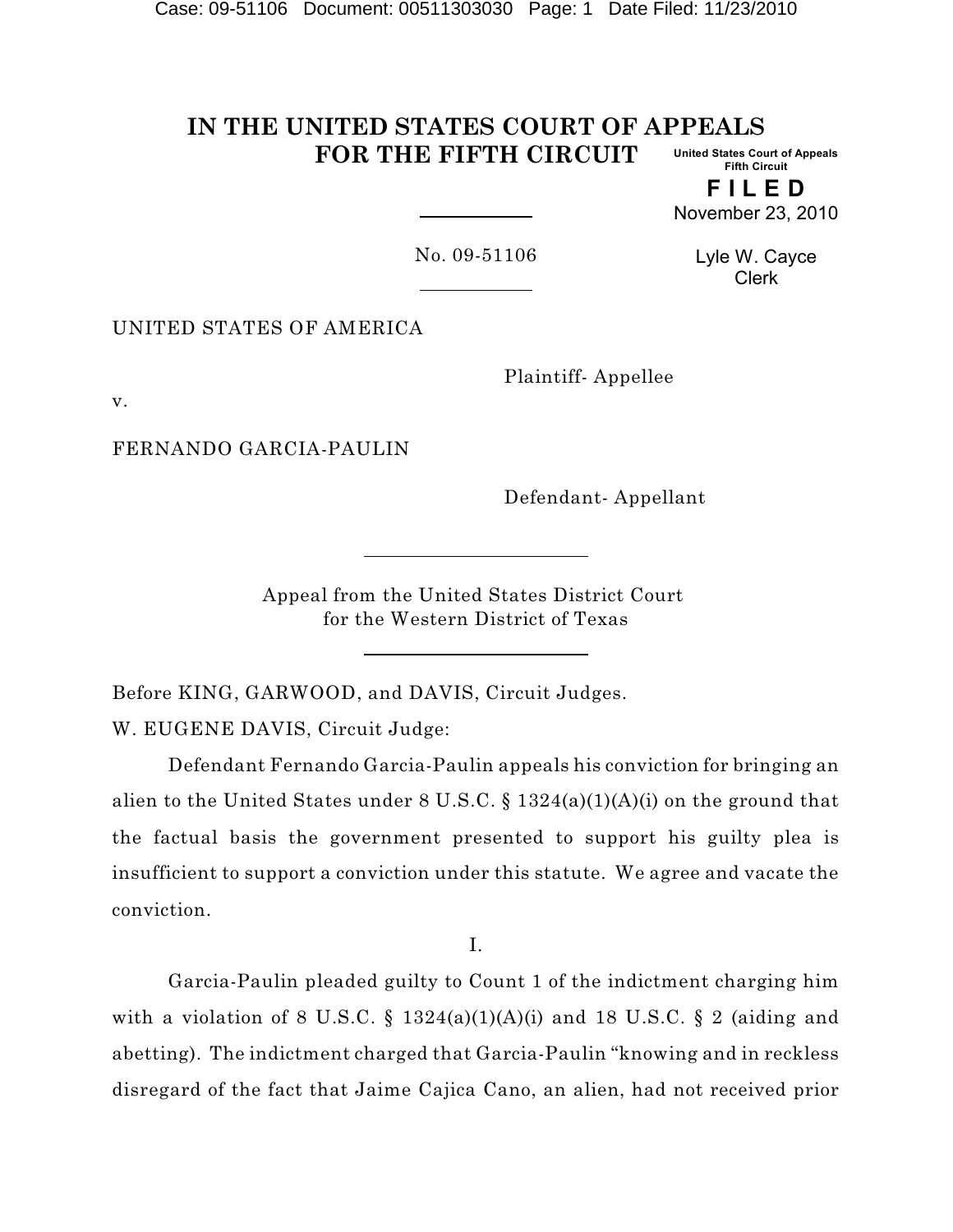# IN THE UNITED STATES COURT OF APPEALS FOR THE FIFTH CIRCUIT

United States Court of Appeals
Fifth Circuit

**F I L E D**

November 23, 2010

Lyle W. Cayce
Clerk

No. 09-51106

UNITED STATES OF AMERICA

Plaintiff- Appellee

v.

FERNANDO GARCIA-PAULIN

Defendant- Appellant

Appeal from the United States District Court
for the Western District of Texas

Before KING, GARWOOD, and DAVIS, Circuit Judges.

W. EUGENE DAVIS, Circuit Judge:

Defendant Fernando Garcia-Paulin appeals his conviction for bringing an alien to the United States under 8 U.S.C. § 1324(a)(1)(A)(i) on the ground that the factual basis the government presented to support his guilty plea is insufficient to support a conviction under this statute. We agree and vacate the conviction.

I.

Garcia-Paulin pleaded guilty to Count 1 of the indictment charging him with a violation of 8 U.S.C. § 1324(a)(1)(A)(i) and 18 U.S.C. § 2 (aiding and abetting). The indictment charged that Garcia-Paulin "knowing and in reckless disregard of the fact that Jaime Cajica Cano, an alien, had not received prior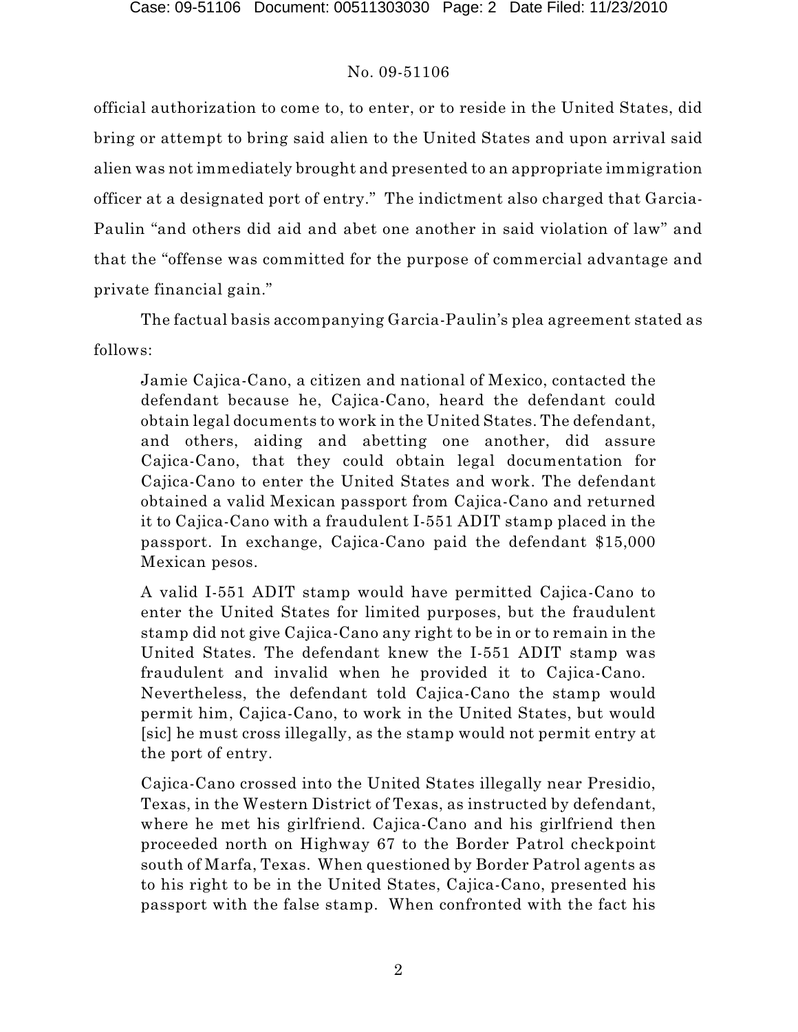official authorization to come to, to enter, or to reside in the United States, did bring or attempt to bring said alien to the United States and upon arrival said alien was not immediately brought and presented to an appropriate immigration officer at a designated port of entry." The indictment also charged that Garcia-Paulin "and others did aid and abet one another in said violation of law" and that the "offense was committed for the purpose of commercial advantage and private financial gain."

The factual basis accompanying Garcia-Paulin's plea agreement stated as follows:

> Jamie Cajica-Cano, a citizen and national of Mexico, contacted the defendant because he, Cajica-Cano, heard the defendant could obtain legal documents to work in the United States. The defendant, and others, aiding and abetting one another, did assure Cajica-Cano, that they could obtain legal documentation for Cajica-Cano to enter the United States and work. The defendant obtained a valid Mexican passport from Cajica-Cano and returned it to Cajica-Cano with a fraudulent I-551 ADIT stamp placed in the passport. In exchange, Cajica-Cano paid the defendant $15,000 Mexican pesos.
>
> A valid I-551 ADIT stamp would have permitted Cajica-Cano to enter the United States for limited purposes, but the fraudulent stamp did not give Cajica-Cano any right to be in or to remain in the United States. The defendant knew the I-551 ADIT stamp was fraudulent and invalid when he provided it to Cajica-Cano. Nevertheless, the defendant told Cajica-Cano the stamp would permit him, Cajica-Cano, to work in the United States, but would [sic] he must cross illegally, as the stamp would not permit entry at the port of entry.
>
> Cajica-Cano crossed into the United States illegally near Presidio, Texas, in the Western District of Texas, as instructed by defendant, where he met his girlfriend. Cajica-Cano and his girlfriend then proceeded north on Highway 67 to the Border Patrol checkpoint south of Marfa, Texas. When questioned by Border Patrol agents as to his right to be in the United States, Cajica-Cano, presented his passport with the false stamp. When confronted with the fact his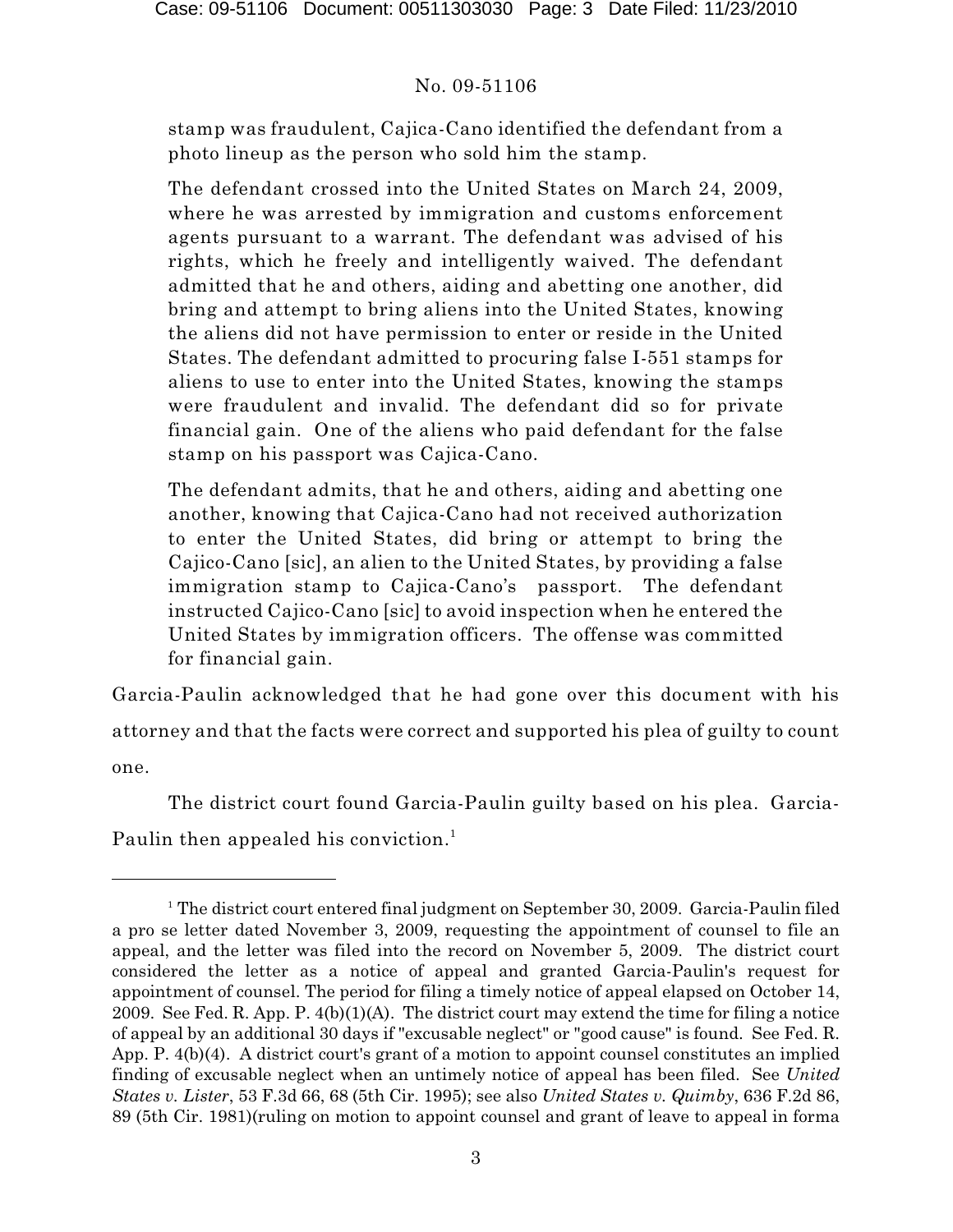stamp was fraudulent, Cajica-Cano identified the defendant from a photo lineup as the person who sold him the stamp.

> The defendant crossed into the United States on March 24, 2009, where he was arrested by immigration and customs enforcement agents pursuant to a warrant. The defendant was advised of his rights, which he freely and intelligently waived. The defendant admitted that he and others, aiding and abetting one another, did bring and attempt to bring aliens into the United States, knowing the aliens did not have permission to enter or reside in the United States. The defendant admitted to procuring false I-551 stamps for aliens to use to enter into the United States, knowing the stamps were fraudulent and invalid. The defendant did so for private financial gain. One of the aliens who paid defendant for the false stamp on his passport was Cajica-Cano.
>
> The defendant admits, that he and others, aiding and abetting one another, knowing that Cajica-Cano had not received authorization to enter the United States, did bring or attempt to bring the Cajico-Cano [sic], an alien to the United States, by providing a false immigration stamp to Cajica-Cano's passport. The defendant instructed Cajico-Cano [sic] to avoid inspection when he entered the United States by immigration officers. The offense was committed for financial gain.

Garcia-Paulin acknowledged that he had gone over this document with his attorney and that the facts were correct and supported his plea of guilty to count one.

The district court found Garcia-Paulin guilty based on his plea. Garcia-Paulin then appealed his conviction.[1]

---

[1] The district court entered final judgment on September 30, 2009. Garcia-Paulin filed a pro se letter dated November 3, 2009, requesting the appointment of counsel to file an appeal, and the letter was filed into the record on November 5, 2009. The district court considered the letter as a notice of appeal and granted Garcia-Paulin's request for appointment of counsel. The period for filing a timely notice of appeal elapsed on October 14, 2009. See Fed. R. App. P. 4(b)(1)(A). The district court may extend the time for filing a notice of appeal by an additional 30 days if "excusable neglect" or "good cause" is found. See Fed. R. App. P. 4(b)(4). A district court's grant of a motion to appoint counsel constitutes an implied finding of excusable neglect when an untimely notice of appeal has been filed. See *United States v. Lister*, 53 F.3d 66, 68 (5th Cir. 1995); see also *United States v. Quimby*, 636 F.2d 86, 89 (5th Cir. 1981)(ruling on motion to appoint counsel and grant of leave to appeal in forma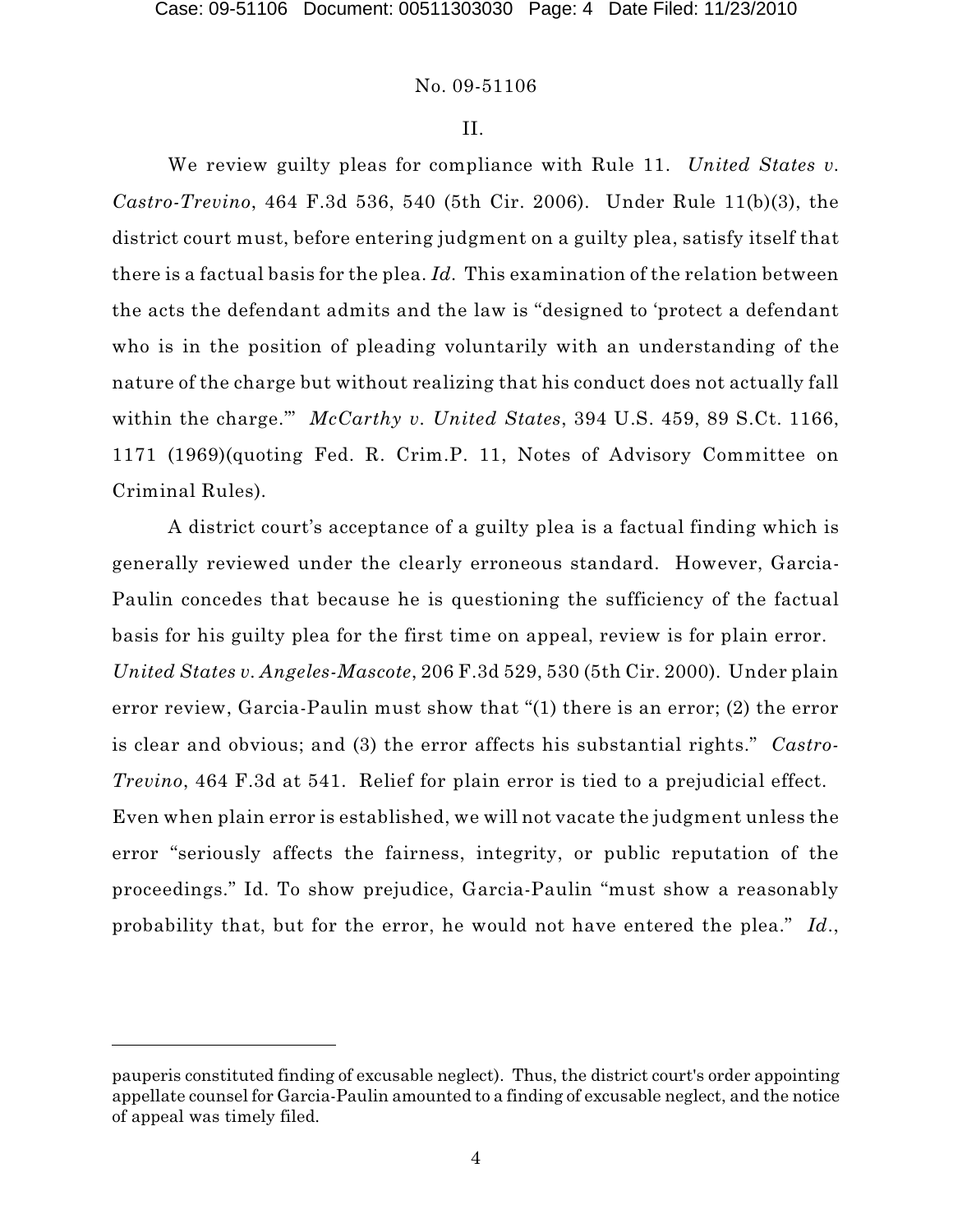II.

We review guilty pleas for compliance with Rule 11. *United States v. Castro-Trevino*, 464 F.3d 536, 540 (5th Cir. 2006). Under Rule 11(b)(3), the district court must, before entering judgment on a guilty plea, satisfy itself that there is a factual basis for the plea. *Id.* This examination of the relation between the acts the defendant admits and the law is "designed to 'protect a defendant who is in the position of pleading voluntarily with an understanding of the nature of the charge but without realizing that his conduct does not actually fall within the charge.'" *McCarthy v. United States*, 394 U.S. 459, 89 S.Ct. 1166, 1171 (1969)(quoting Fed. R. Crim.P. 11, Notes of Advisory Committee on Criminal Rules).

A district court's acceptance of a guilty plea is a factual finding which is generally reviewed under the clearly erroneous standard. However, Garcia-Paulin concedes that because he is questioning the sufficiency of the factual basis for his guilty plea for the first time on appeal, review is for plain error. *United States v. Angeles-Mascote*, 206 F.3d 529, 530 (5th Cir. 2000). Under plain error review, Garcia-Paulin must show that "(1) there is an error; (2) the error is clear and obvious; and (3) the error affects his substantial rights." *Castro-Trevino*, 464 F.3d at 541. Relief for plain error is tied to a prejudicial effect. Even when plain error is established, we will not vacate the judgment unless the error "seriously affects the fairness, integrity, or public reputation of the proceedings." Id. To show prejudice, Garcia-Paulin "must show a reasonably probability that, but for the error, he would not have entered the plea." *Id.*,

---

pauperis constituted finding of excusable neglect). Thus, the district court's order appointing appellate counsel for Garcia-Paulin amounted to a finding of excusable neglect, and the notice of appeal was timely filed.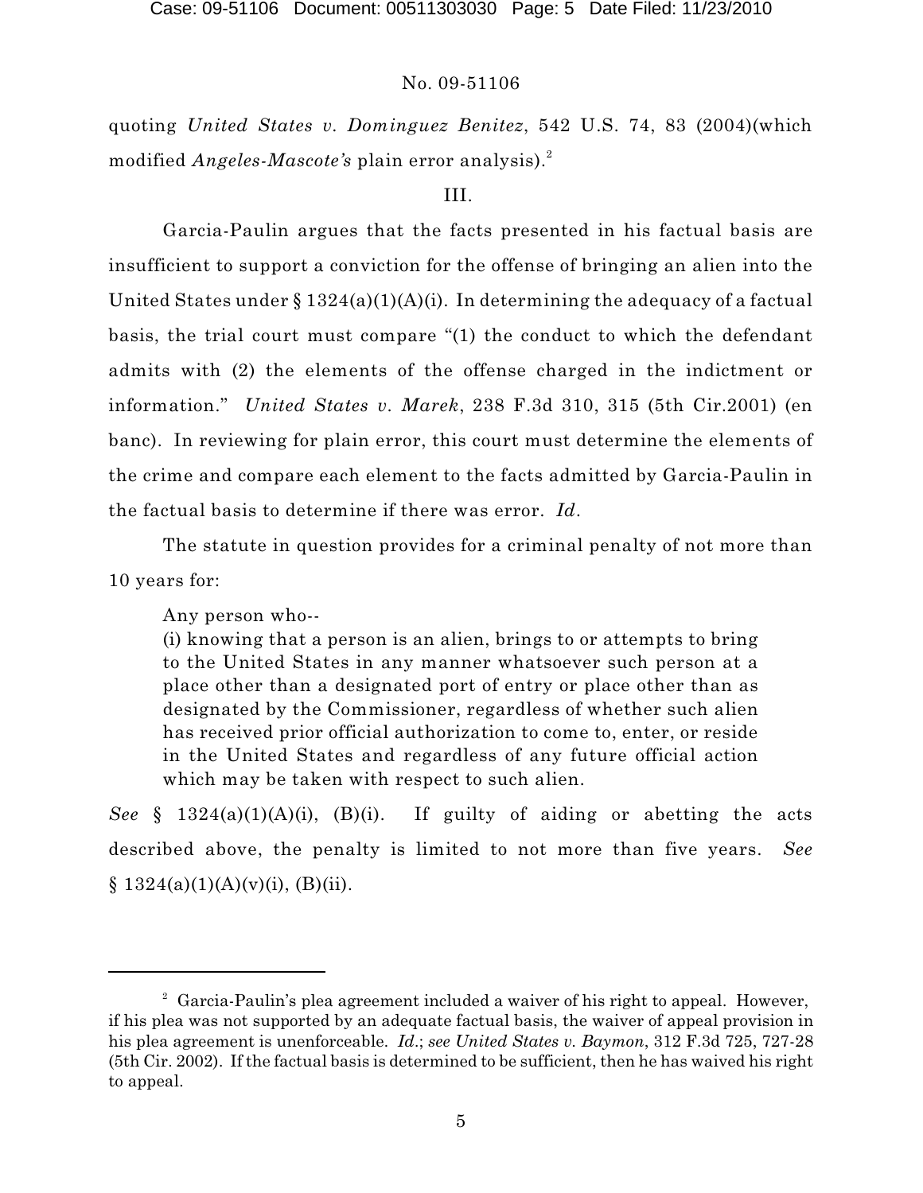quoting *United States v. Dominguez Benitez*, 542 U.S. 74, 83 (2004)(which modified *Angeles-Mascote's* plain error analysis).[2]

III.

Garcia-Paulin argues that the facts presented in his factual basis are insufficient to support a conviction for the offense of bringing an alien into the United States under § 1324(a)(1)(A)(i). In determining the adequacy of a factual basis, the trial court must compare "(1) the conduct to which the defendant admits with (2) the elements of the offense charged in the indictment or information." *United States v. Marek*, 238 F.3d 310, 315 (5th Cir.2001) (en banc). In reviewing for plain error, this court must determine the elements of the crime and compare each element to the facts admitted by Garcia-Paulin in the factual basis to determine if there was error. *Id*.

The statute in question provides for a criminal penalty of not more than 10 years for:

> Any person who--
> (i) knowing that a person is an alien, brings to or attempts to bring to the United States in any manner whatsoever such person at a place other than a designated port of entry or place other than as designated by the Commissioner, regardless of whether such alien has received prior official authorization to come to, enter, or reside in the United States and regardless of any future official action which may be taken with respect to such alien.

*See* § 1324(a)(1)(A)(i), (B)(i). If guilty of aiding or abetting the acts described above, the penalty is limited to not more than five years. *See* § 1324(a)(1)(A)(v)(i), (B)(ii).

---

[2] Garcia-Paulin's plea agreement included a waiver of his right to appeal. However, if his plea was not supported by an adequate factual basis, the waiver of appeal provision in his plea agreement is unenforceable. *Id*.; *see United States v. Baymon*, 312 F.3d 725, 727-28 (5th Cir. 2002). If the factual basis is determined to be sufficient, then he has waived his right to appeal.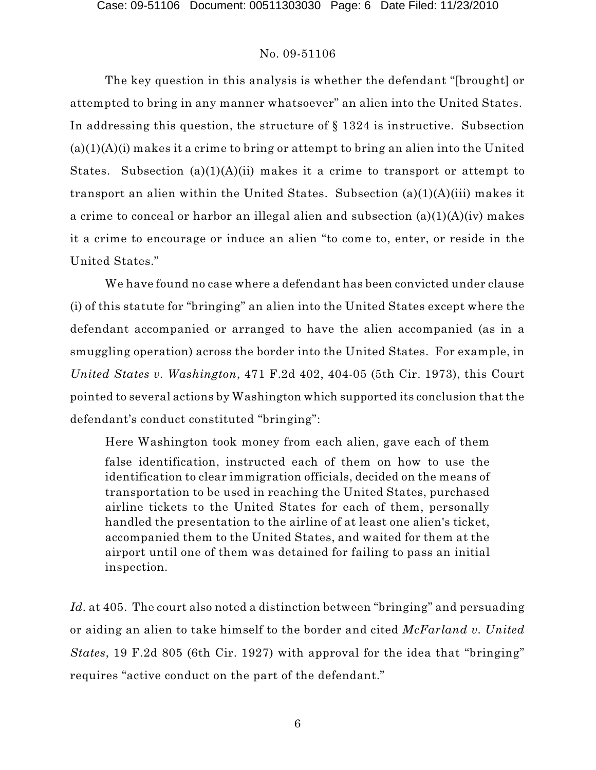The key question in this analysis is whether the defendant "[brought] or attempted to bring in any manner whatsoever" an alien into the United States. In addressing this question, the structure of § 1324 is instructive. Subsection (a)(1)(A)(i) makes it a crime to bring or attempt to bring an alien into the United States. Subsection (a)(1)(A)(ii) makes it a crime to transport or attempt to transport an alien within the United States. Subsection (a)(1)(A)(iii) makes it a crime to conceal or harbor an illegal alien and subsection (a)(1)(A)(iv) makes it a crime to encourage or induce an alien "to come to, enter, or reside in the United States."

We have found no case where a defendant has been convicted under clause (i) of this statute for "bringing" an alien into the United States except where the defendant accompanied or arranged to have the alien accompanied (as in a smuggling operation) across the border into the United States. For example, in *United States v. Washington*, 471 F.2d 402, 404-05 (5th Cir. 1973), this Court pointed to several actions by Washington which supported its conclusion that the defendant's conduct constituted "bringing":

> Here Washington took money from each alien, gave each of them false identification, instructed each of them on how to use the identification to clear immigration officials, decided on the means of transportation to be used in reaching the United States, purchased airline tickets to the United States for each of them, personally handled the presentation to the airline of at least one alien's ticket, accompanied them to the United States, and waited for them at the airport until one of them was detained for failing to pass an initial inspection.

*Id*. at 405. The court also noted a distinction between "bringing" and persuading or aiding an alien to take himself to the border and cited *McFarland v. United States*, 19 F.2d 805 (6th Cir. 1927) with approval for the idea that "bringing" requires "active conduct on the part of the defendant."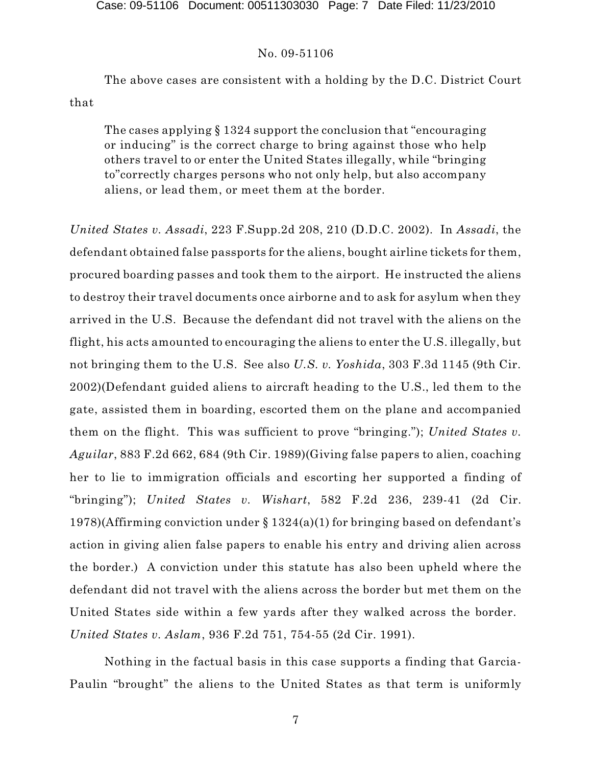The above cases are consistent with a holding by the D.C. District Court that

> The cases applying § 1324 support the conclusion that "encouraging or inducing" is the correct charge to bring against those who help others travel to or enter the United States illegally, while "bringing to"correctly charges persons who not only help, but also accompany aliens, or lead them, or meet them at the border.

*United States v. Assadi*, 223 F.Supp.2d 208, 210 (D.D.C. 2002). In *Assadi*, the defendant obtained false passports for the aliens, bought airline tickets for them, procured boarding passes and took them to the airport. He instructed the aliens to destroy their travel documents once airborne and to ask for asylum when they arrived in the U.S. Because the defendant did not travel with the aliens on the flight, his acts amounted to encouraging the aliens to enter the U.S. illegally, but not bringing them to the U.S. See also *U.S. v. Yoshida*, 303 F.3d 1145 (9th Cir. 2002)(Defendant guided aliens to aircraft heading to the U.S., led them to the gate, assisted them in boarding, escorted them on the plane and accompanied them on the flight. This was sufficient to prove "bringing."); *United States v. Aguilar*, 883 F.2d 662, 684 (9th Cir. 1989)(Giving false papers to alien, coaching her to lie to immigration officials and escorting her supported a finding of "bringing"); *United States v. Wishart*, 582 F.2d 236, 239-41 (2d Cir. 1978)(Affirming conviction under § 1324(a)(1) for bringing based on defendant's action in giving alien false papers to enable his entry and driving alien across the border.) A conviction under this statute has also been upheld where the defendant did not travel with the aliens across the border but met them on the United States side within a few yards after they walked across the border. *United States v. Aslam*, 936 F.2d 751, 754-55 (2d Cir. 1991).

Nothing in the factual basis in this case supports a finding that Garcia-Paulin "brought" the aliens to the United States as that term is uniformly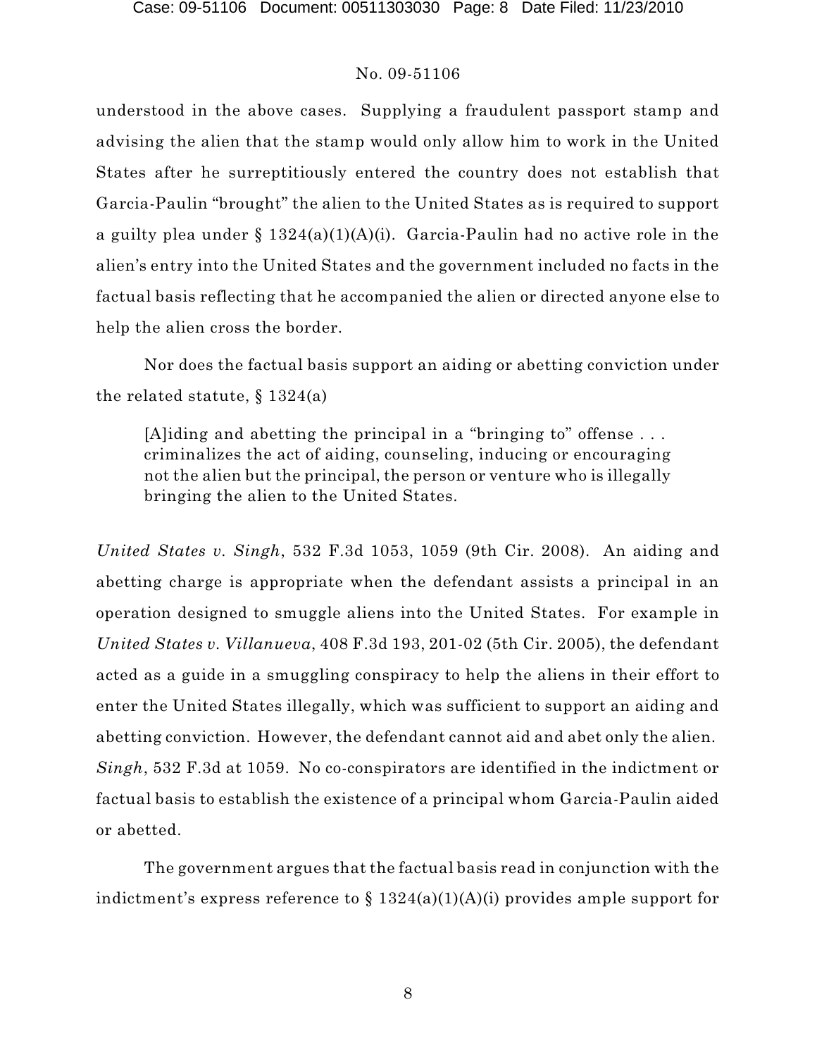understood in the above cases. Supplying a fraudulent passport stamp and advising the alien that the stamp would only allow him to work in the United States after he surreptitiously entered the country does not establish that Garcia-Paulin "brought" the alien to the United States as is required to support a guilty plea under § 1324(a)(1)(A)(i). Garcia-Paulin had no active role in the alien's entry into the United States and the government included no facts in the factual basis reflecting that he accompanied the alien or directed anyone else to help the alien cross the border.

Nor does the factual basis support an aiding or abetting conviction under the related statute, § 1324(a)

> [A]iding and abetting the principal in a "bringing to" offense . . . criminalizes the act of aiding, counseling, inducing or encouraging not the alien but the principal, the person or venture who is illegally bringing the alien to the United States.

*United States v. Singh*, 532 F.3d 1053, 1059 (9th Cir. 2008). An aiding and abetting charge is appropriate when the defendant assists a principal in an operation designed to smuggle aliens into the United States. For example in *United States v. Villanueva*, 408 F.3d 193, 201-02 (5th Cir. 2005), the defendant acted as a guide in a smuggling conspiracy to help the aliens in their effort to enter the United States illegally, which was sufficient to support an aiding and abetting conviction. However, the defendant cannot aid and abet only the alien. *Singh*, 532 F.3d at 1059. No co-conspirators are identified in the indictment or factual basis to establish the existence of a principal whom Garcia-Paulin aided or abetted.

The government argues that the factual basis read in conjunction with the indictment's express reference to § 1324(a)(1)(A)(i) provides ample support for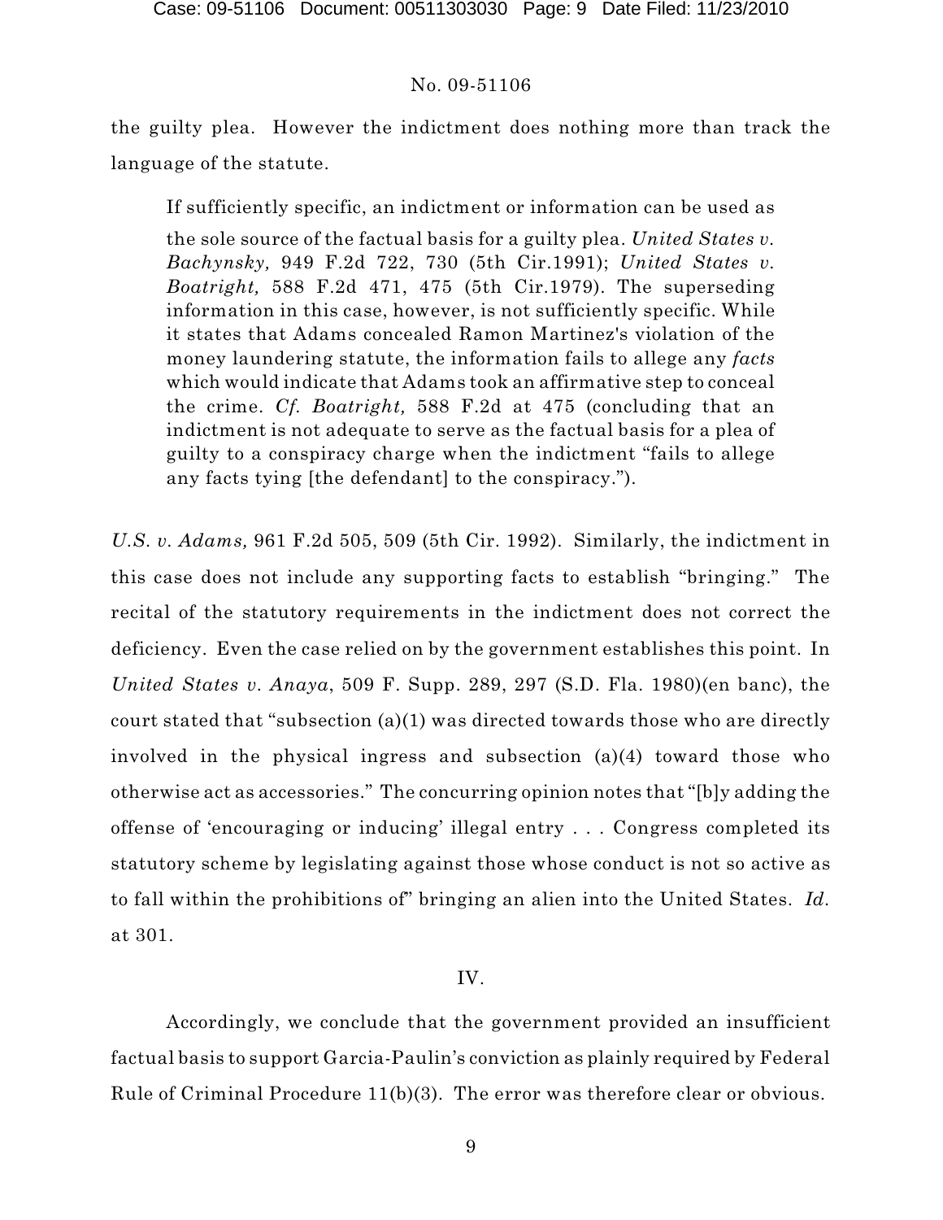the guilty plea. However the indictment does nothing more than track the language of the statute.

> If sufficiently specific, an indictment or information can be used as the sole source of the factual basis for a guilty plea. *United States v. Bachynsky,* 949 F.2d 722, 730 (5th Cir.1991); *United States v. Boatright,* 588 F.2d 471, 475 (5th Cir.1979). The superseding information in this case, however, is not sufficiently specific. While it states that Adams concealed Ramon Martinez's violation of the money laundering statute, the information fails to allege any *facts* which would indicate that Adams took an affirmative step to conceal the crime. *Cf. Boatright,* 588 F.2d at 475 (concluding that an indictment is not adequate to serve as the factual basis for a plea of guilty to a conspiracy charge when the indictment "fails to allege any facts tying [the defendant] to the conspiracy.").

*U.S. v. Adams,* 961 F.2d 505, 509 (5th Cir. 1992). Similarly, the indictment in this case does not include any supporting facts to establish "bringing." The recital of the statutory requirements in the indictment does not correct the deficiency. Even the case relied on by the government establishes this point. In *United States v. Anaya*, 509 F. Supp. 289, 297 (S.D. Fla. 1980)(en banc), the court stated that "subsection (a)(1) was directed towards those who are directly involved in the physical ingress and subsection (a)(4) toward those who otherwise act as accessories." The concurring opinion notes that "[b]y adding the offense of 'encouraging or inducing' illegal entry . . . Congress completed its statutory scheme by legislating against those whose conduct is not so active as to fall within the prohibitions of" bringing an alien into the United States. *Id.* at 301.

## IV.

Accordingly, we conclude that the government provided an insufficient factual basis to support Garcia-Paulin's conviction as plainly required by Federal Rule of Criminal Procedure 11(b)(3). The error was therefore clear or obvious.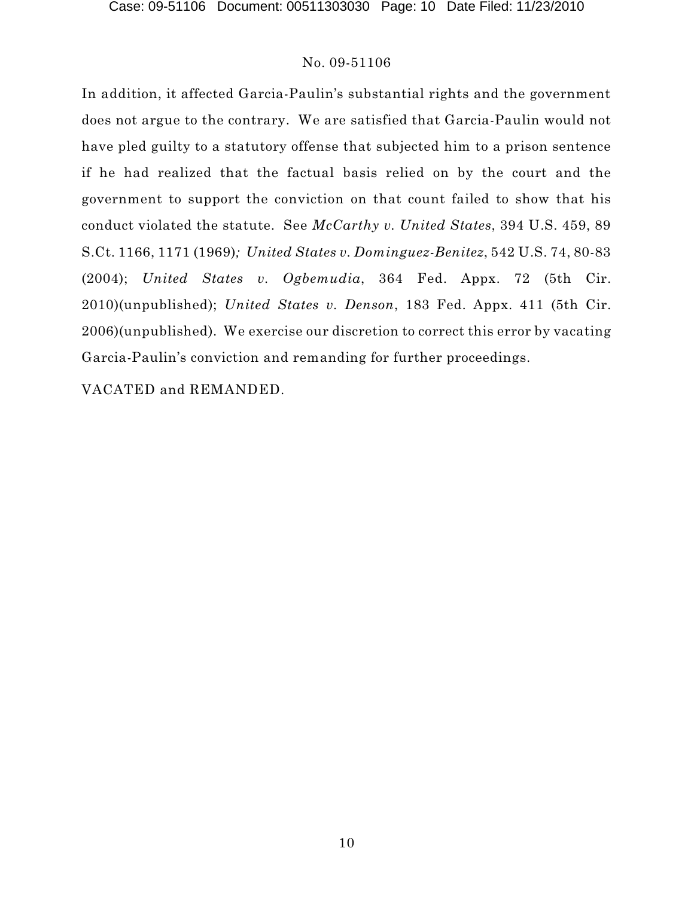In addition, it affected Garcia-Paulin's substantial rights and the government does not argue to the contrary. We are satisfied that Garcia-Paulin would not have pled guilty to a statutory offense that subjected him to a prison sentence if he had realized that the factual basis relied on by the court and the government to support the conviction on that count failed to show that his conduct violated the statute. See *McCarthy v. United States*, 394 U.S. 459, 89 S.Ct. 1166, 1171 (1969)*; United States v. Dominguez-Benitez*, 542 U.S. 74, 80-83 (2004); *United States v. Ogbemudia*, 364 Fed. Appx. 72 (5th Cir. 2010)(unpublished); *United States v. Denson*, 183 Fed. Appx. 411 (5th Cir. 2006)(unpublished). We exercise our discretion to correct this error by vacating Garcia-Paulin's conviction and remanding for further proceedings.

VACATED and REMANDED.